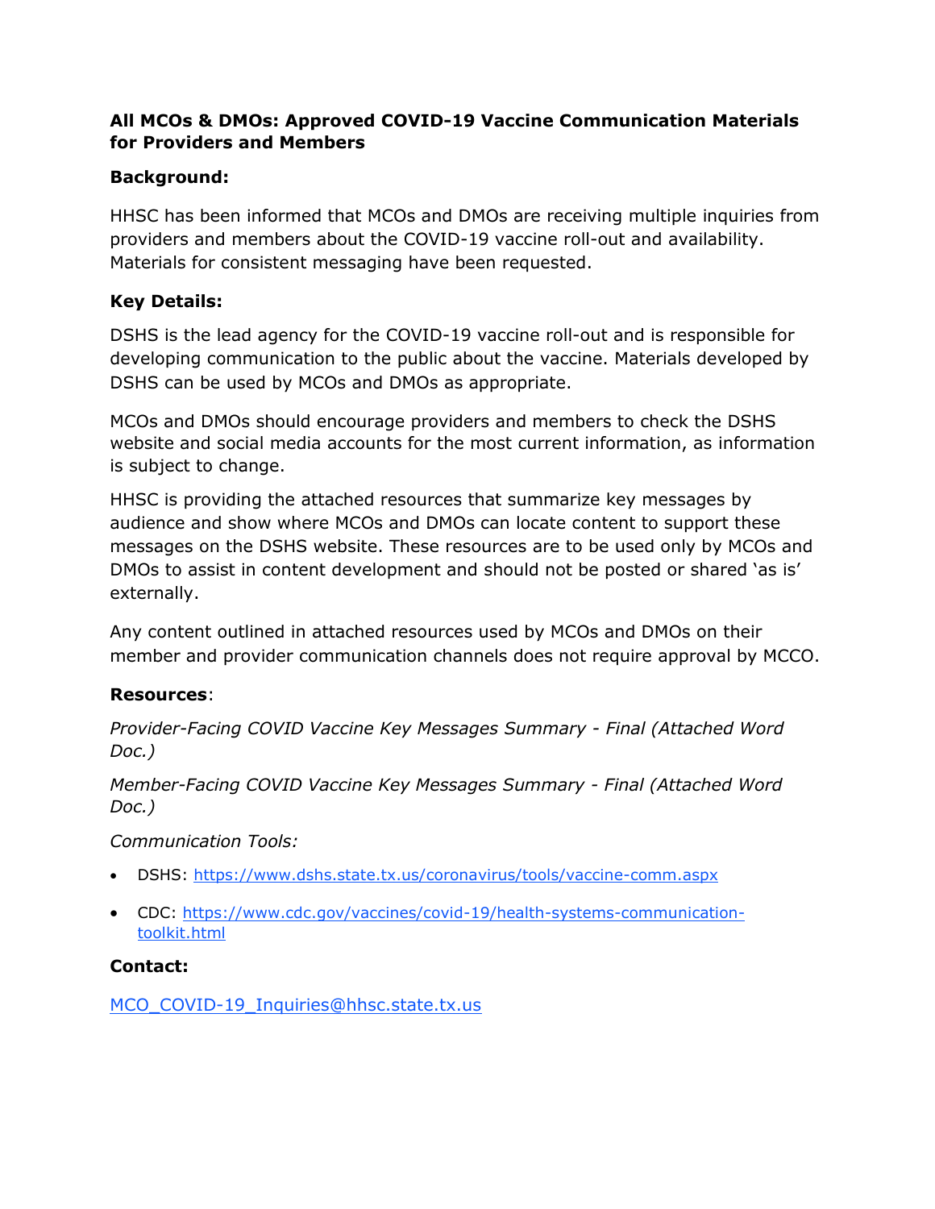**All MCOs & DMOs: Approved COVID-19 Vaccine Communication Materials for Providers and Members**

**Background:**

HHSC has been informed that MCOs and DMOs are receiving multiple inquiries from providers and members about the COVID-19 vaccine roll-out and availability. Materials for consistent messaging have been requested.

**Key Details:**

DSHS is the lead agency for the COVID-19 vaccine roll-out and is responsible for developing communication to the public about the vaccine. Materials developed by DSHS can be used by MCOs and DMOs as appropriate.

MCOs and DMOs should encourage providers and members to check the DSHS website and social media accounts for the most current information, as information is subject to change.

HHSC is providing the attached resources that summarize key messages by audience and show where MCOs and DMOs can locate content to support these messages on the DSHS website. These resources are to be used only by MCOs and DMOs to assist in content development and should not be posted or shared 'as is' externally.

Any content outlined in attached resources used by MCOs and DMOs on their member and provider communication channels does not require approval by MCCO.

**Resources**:

*Provider-Facing COVID Vaccine Key Messages Summary - Final (Attached Word Doc.)*

*Member-Facing COVID Vaccine Key Messages Summary - Final (Attached Word Doc.)*

*Communication Tools:*

- DSHS: [https://www.dshs.state.tx.us/coronavirus/tools/vaccine-comm.aspx](https://www.dshs.state.tx.us/coronavirus/tools/vaccine-comm.aspx)
- CDC: [https://www.cdc.gov/vaccines/covid-19/health-systems-communication-toolkit.html](https://www.cdc.gov/vaccines/covid-19/health-systems-communication-toolkit.html)

**Contact:**

[MCO_COVID-19_Inquiries@hhsc.state.tx.us](mailto:MCO_COVID-19_Inquiries@hhsc.state.tx.us)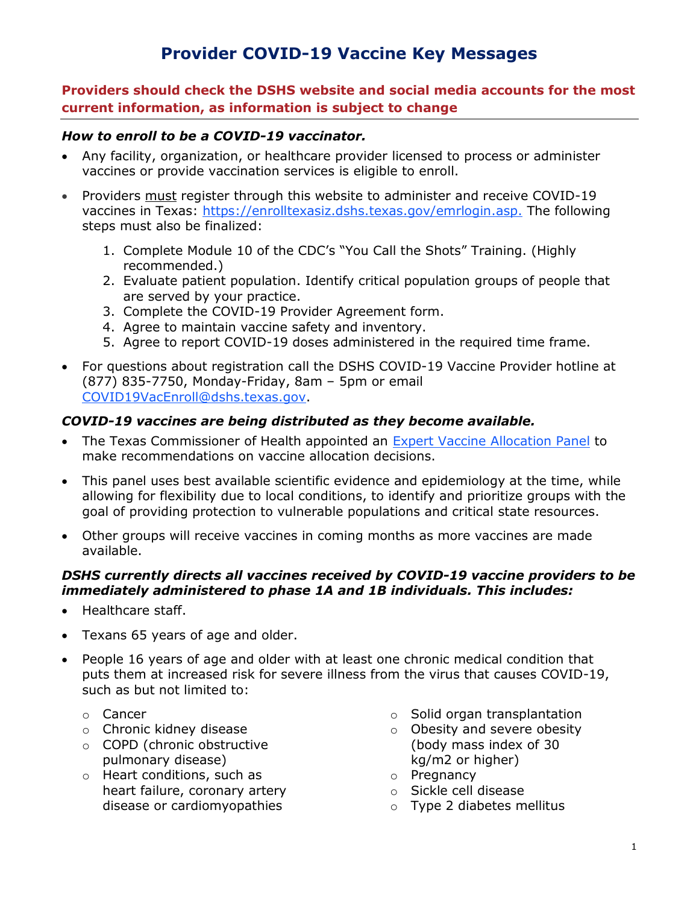# Provider COVID-19 Vaccine Key Messages

**Providers should check the DSHS website and social media accounts for the most current information, as information is subject to change**

### *How to enroll to be a COVID-19 vaccinator.*

- Any facility, organization, or healthcare provider licensed to process or administer vaccines or provide vaccination services is eligible to enroll.
- Providers must register through this website to administer and receive COVID-19 vaccines in Texas: [https://enrolltexasiz.dshs.texas.gov/emrlogin.asp.](https://enrolltexasiz.dshs.texas.gov/emrlogin.asp) The following steps must also be finalized:
  1. Complete Module 10 of the CDC's "You Call the Shots" Training. (Highly recommended.)
  2. Evaluate patient population. Identify critical population groups of people that are served by your practice.
  3. Complete the COVID-19 Provider Agreement form.
  4. Agree to maintain vaccine safety and inventory.
  5. Agree to report COVID-19 doses administered in the required time frame.
- For questions about registration call the DSHS COVID-19 Vaccine Provider hotline at (877) 835-7750, Monday-Friday, 8am – 5pm or email [COVID19VacEnroll@dshs.texas.gov](mailto:COVID19VacEnroll@dshs.texas.gov).

### *COVID-19 vaccines are being distributed as they become available.*

- The Texas Commissioner of Health appointed an Expert Vaccine Allocation Panel to make recommendations on vaccine allocation decisions.
- This panel uses best available scientific evidence and epidemiology at the time, while allowing for flexibility due to local conditions, to identify and prioritize groups with the goal of providing protection to vulnerable populations and critical state resources.
- Other groups will receive vaccines in coming months as more vaccines are made available.

### *DSHS currently directs all vaccines received by COVID-19 vaccine providers to be immediately administered to phase 1A and 1B individuals. This includes:*

- Healthcare staff.
- Texans 65 years of age and older.
- People 16 years of age and older with at least one chronic medical condition that puts them at increased risk for severe illness from the virus that causes COVID-19, such as but not limited to:
  - Cancer
  - Chronic kidney disease
  - COPD (chronic obstructive pulmonary disease)
  - Heart conditions, such as heart failure, coronary artery disease or cardiomyopathies
  - Solid organ transplantation
  - Obesity and severe obesity (body mass index of 30 kg/m2 or higher)
  - Pregnancy
  - Sickle cell disease
  - Type 2 diabetes mellitus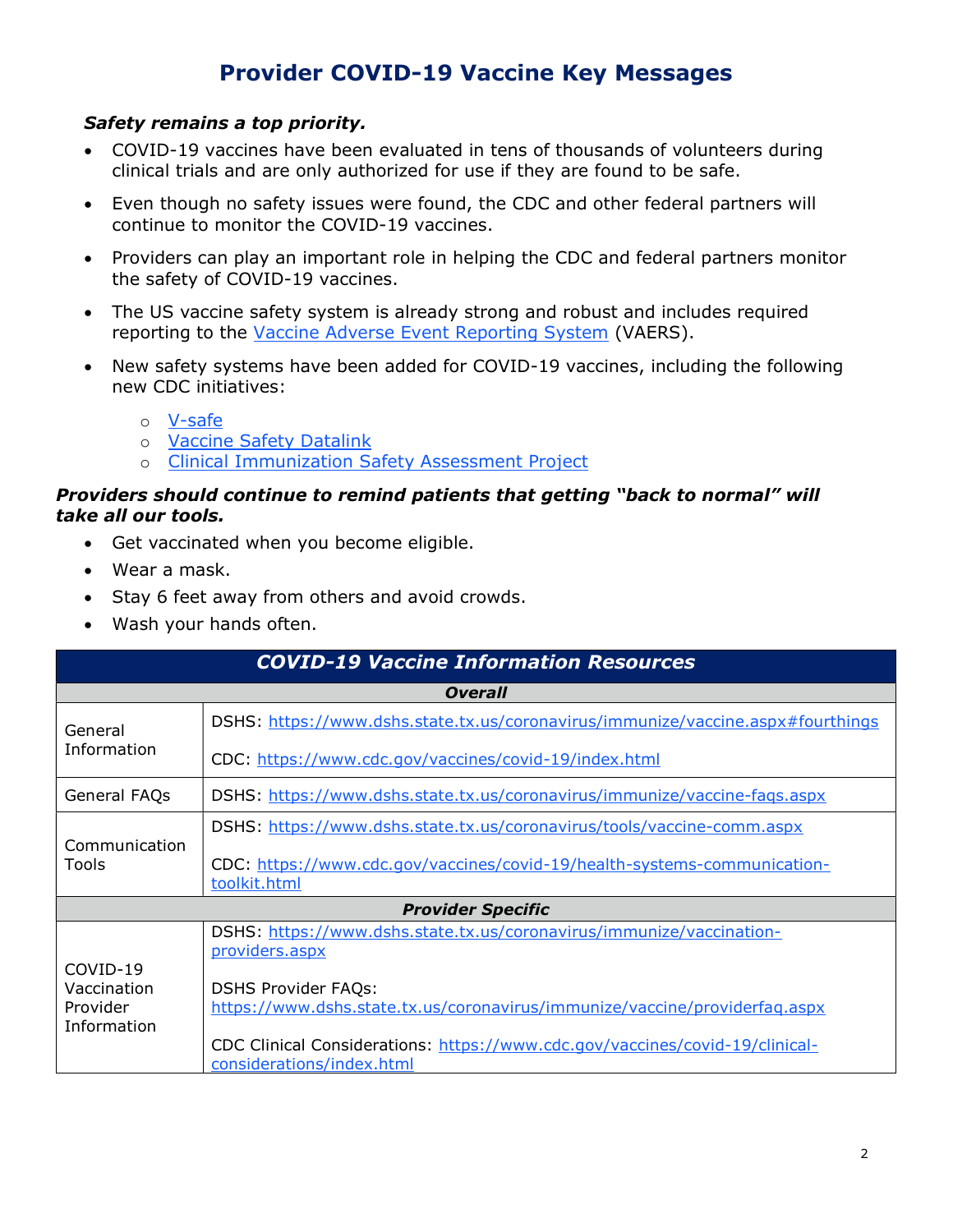## Provider COVID-19 Vaccine Key Messages

***Safety remains a top priority.***

- COVID-19 vaccines have been evaluated in tens of thousands of volunteers during clinical trials and are only authorized for use if they are found to be safe.
- Even though no safety issues were found, the CDC and other federal partners will continue to monitor the COVID-19 vaccines.
- Providers can play an important role in helping the CDC and federal partners monitor the safety of COVID-19 vaccines.
- The US vaccine safety system is already strong and robust and includes required reporting to the Vaccine Adverse Event Reporting System (VAERS).
- New safety systems have been added for COVID-19 vaccines, including the following new CDC initiatives:
  - V-safe
  - Vaccine Safety Datalink
  - Clinical Immunization Safety Assessment Project

***Providers should continue to remind patients that getting "back to normal" will take all our tools.***

- Get vaccinated when you become eligible.
- Wear a mask.
- Stay 6 feet away from others and avoid crowds.
- Wash your hands often.

| ***COVID-19 Vaccine Information Resources*** | |
|---|---|
| ***Overall*** | |
| General Information | DSHS: https://www.dshs.state.tx.us/coronavirus/immunize/vaccine.aspx#fourthings<br><br>CDC: https://www.cdc.gov/vaccines/covid-19/index.html |
| General FAQs | DSHS: https://www.dshs.state.tx.us/coronavirus/immunize/vaccine-faqs.aspx |
| Communication Tools | DSHS: https://www.dshs.state.tx.us/coronavirus/tools/vaccine-comm.aspx<br><br>CDC: https://www.cdc.gov/vaccines/covid-19/health-systems-communication-toolkit.html |
| ***Provider Specific*** | |
| COVID-19 Vaccination Provider Information | DSHS: https://www.dshs.state.tx.us/coronavirus/immunize/vaccination-providers.aspx<br><br>DSHS Provider FAQs: https://www.dshs.state.tx.us/coronavirus/immunize/vaccine/providerfaq.aspx<br><br>CDC Clinical Considerations: https://www.cdc.gov/vaccines/covid-19/clinical-considerations/index.html |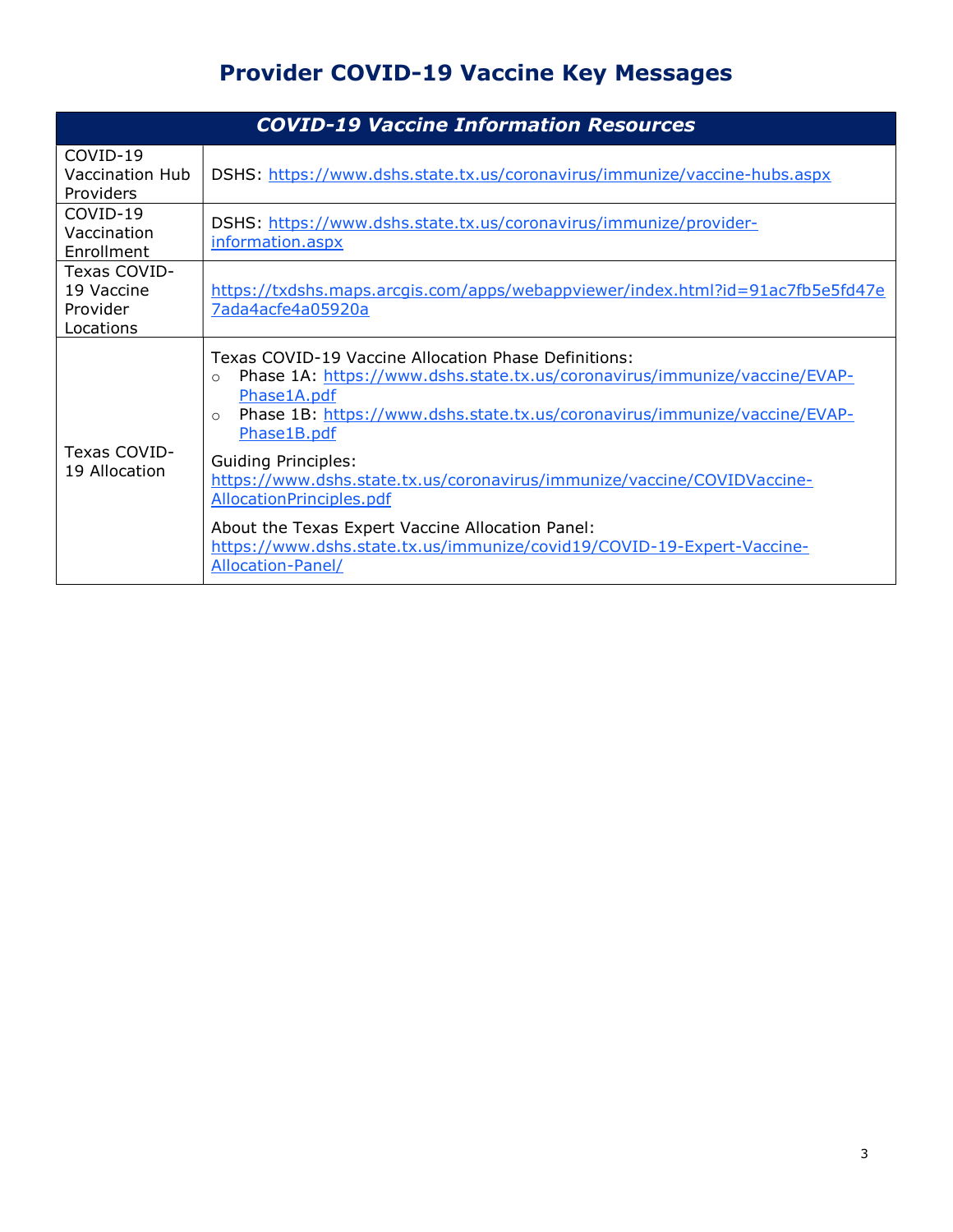# Provider COVID-19 Vaccine Key Messages

| COVID-19 Vaccine Information Resources | |
|---|---|
| COVID-19 Vaccination Hub Providers | DSHS: https://www.dshs.state.tx.us/coronavirus/immunize/vaccine-hubs.aspx |
| COVID-19 Vaccination Enrollment | DSHS: https://www.dshs.state.tx.us/coronavirus/immunize/provider-information.aspx |
| Texas COVID-19 Vaccine Provider Locations | https://txdshs.maps.arcgis.com/apps/webappviewer/index.html?id=91ac7fb5e5fd47e7ada4acfe4a05920a |
| Texas COVID-19 Allocation | Texas COVID-19 Vaccine Allocation Phase Definitions:<br>○ Phase 1A: https://www.dshs.state.tx.us/coronavirus/immunize/vaccine/EVAP-Phase1A.pdf<br>○ Phase 1B: https://www.dshs.state.tx.us/coronavirus/immunize/vaccine/EVAP-Phase1B.pdf<br><br>Guiding Principles: https://www.dshs.state.tx.us/coronavirus/immunize/vaccine/COVIDVaccine-AllocationPrinciples.pdf<br><br>About the Texas Expert Vaccine Allocation Panel: https://www.dshs.state.tx.us/immunize/covid19/COVID-19-Expert-Vaccine-Allocation-Panel/ |